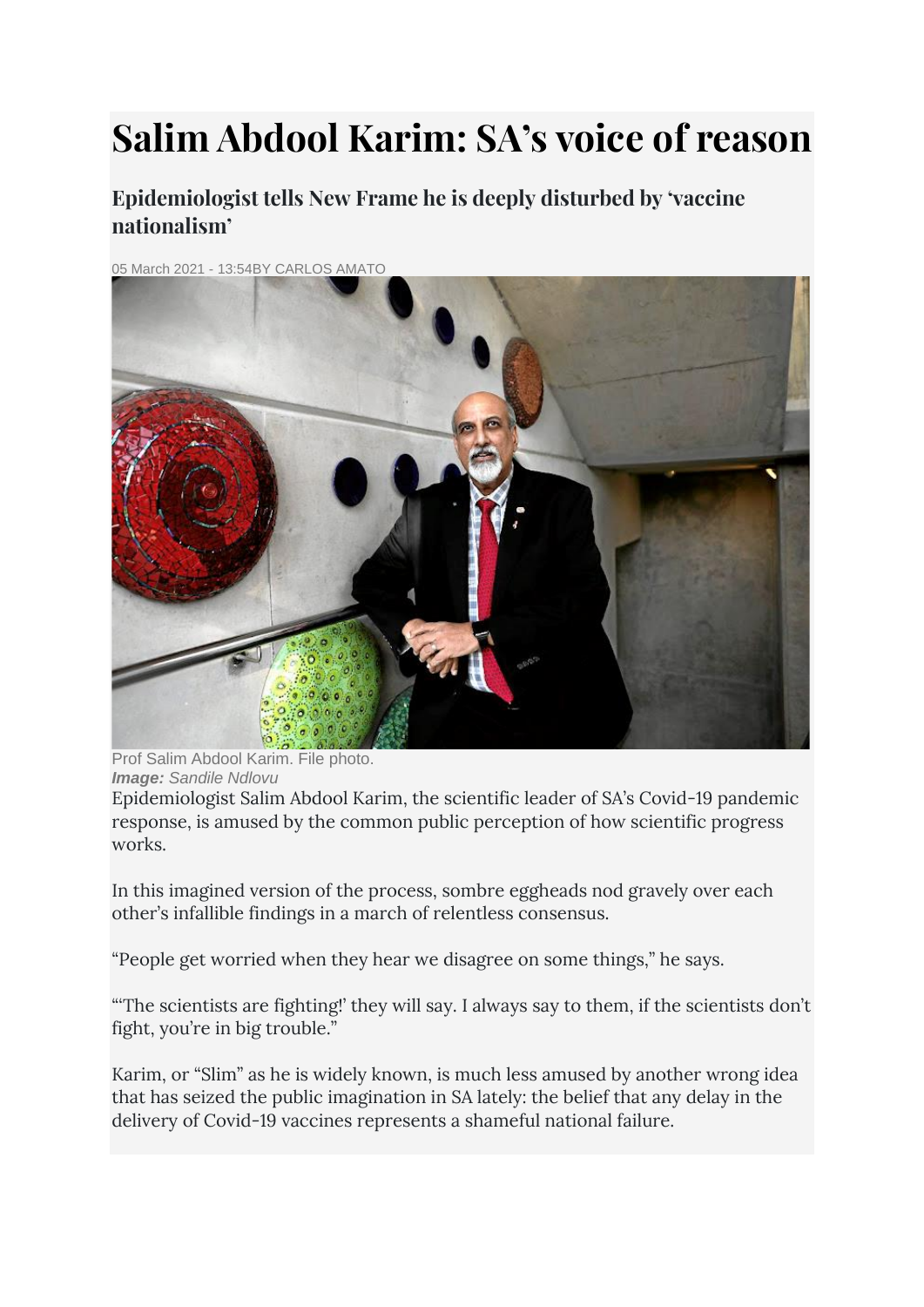# Salim Abdool Karim: SA's voice of reason

## Epidemiologist tells New Frame he is deeply disturbed by 'vaccine nationalism'

05 March 2021 - 13:54BY CARLOS AMATO

Prof Salim Abdool Karim. File photo.
***Image:*** *Sandile Ndlovu*

Epidemiologist Salim Abdool Karim, the scientific leader of SA's Covid-19 pandemic response, is amused by the common public perception of how scientific progress works.

In this imagined version of the process, sombre eggheads nod gravely over each other's infallible findings in a march of relentless consensus.

"People get worried when they hear we disagree on some things," he says.

"'The scientists are fighting!' they will say. I always say to them, if the scientists don't fight, you're in big trouble."

Karim, or "Slim" as he is widely known, is much less amused by another wrong idea that has seized the public imagination in SA lately: the belief that any delay in the delivery of Covid-19 vaccines represents a shameful national failure.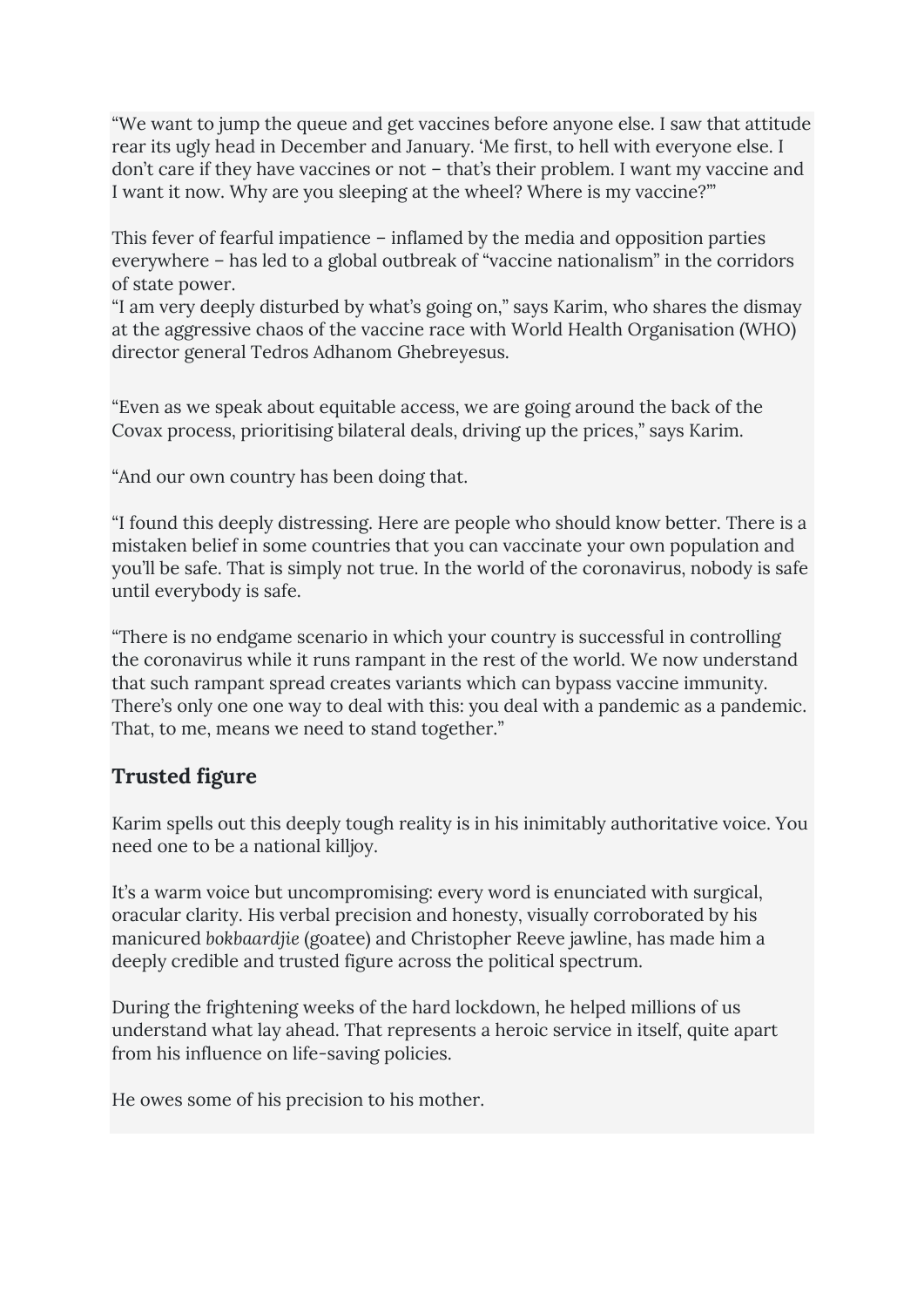“We want to jump the queue and get vaccines before anyone else. I saw that attitude rear its ugly head in December and January. ‘Me first, to hell with everyone else. I don’t care if they have vaccines or not – that’s their problem. I want my vaccine and I want it now. Why are you sleeping at the wheel? Where is my vaccine?’”

This fever of fearful impatience – inflamed by the media and opposition parties everywhere – has led to a global outbreak of “vaccine nationalism” in the corridors of state power.
“I am very deeply disturbed by what’s going on,” says Karim, who shares the dismay at the aggressive chaos of the vaccine race with World Health Organisation (WHO) director general Tedros Adhanom Ghebreyesus.

“Even as we speak about equitable access, we are going around the back of the Covax process, prioritising bilateral deals, driving up the prices,” says Karim.

“And our own country has been doing that.

“I found this deeply distressing. Here are people who should know better. There is a mistaken belief in some countries that you can vaccinate your own population and you’ll be safe. That is simply not true. In the world of the coronavirus, nobody is safe until everybody is safe.

“There is no endgame scenario in which your country is successful in controlling the coronavirus while it runs rampant in the rest of the world. We now understand that such rampant spread creates variants which can bypass vaccine immunity. There’s only one one way to deal with this: you deal with a pandemic as a pandemic. That, to me, means we need to stand together.”

## Trusted figure

Karim spells out this deeply tough reality is in his inimitably authoritative voice. You need one to be a national killjoy.

It’s a warm voice but uncompromising: every word is enunciated with surgical, oracular clarity. His verbal precision and honesty, visually corroborated by his manicured *bokbaardjie* (goatee) and Christopher Reeve jawline, has made him a deeply credible and trusted figure across the political spectrum.

During the frightening weeks of the hard lockdown, he helped millions of us understand what lay ahead. That represents a heroic service in itself, quite apart from his influence on life-saving policies.

He owes some of his precision to his mother.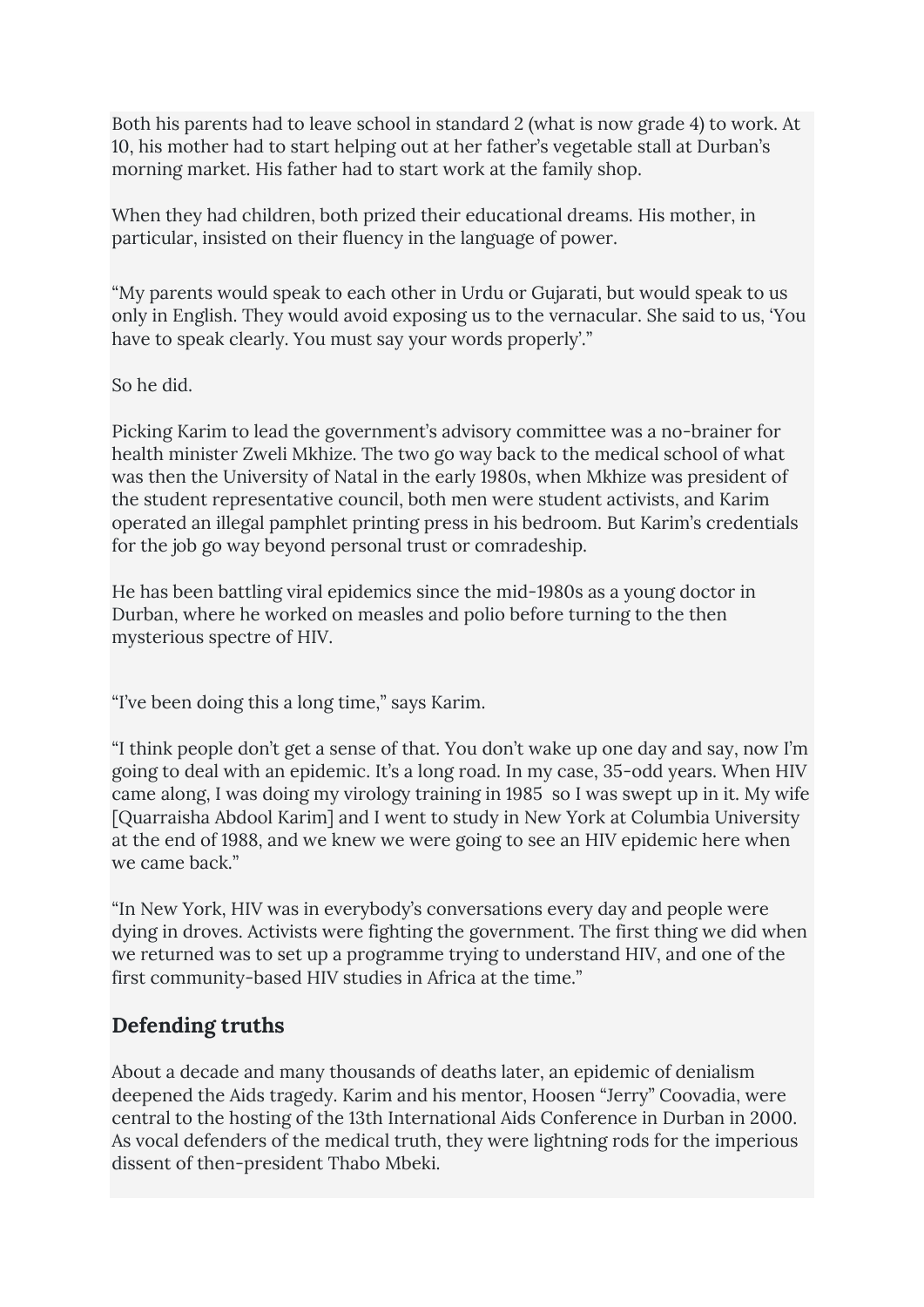Both his parents had to leave school in standard 2 (what is now grade 4) to work. At 10, his mother had to start helping out at her father's vegetable stall at Durban's morning market. His father had to start work at the family shop.

When they had children, both prized their educational dreams. His mother, in particular, insisted on their fluency in the language of power.

"My parents would speak to each other in Urdu or Gujarati, but would speak to us only in English. They would avoid exposing us to the vernacular. She said to us, 'You have to speak clearly. You must say your words properly'."

So he did.

Picking Karim to lead the government's advisory committee was a no-brainer for health minister Zweli Mkhize. The two go way back to the medical school of what was then the University of Natal in the early 1980s, when Mkhize was president of the student representative council, both men were student activists, and Karim operated an illegal pamphlet printing press in his bedroom. But Karim's credentials for the job go way beyond personal trust or comradeship.

He has been battling viral epidemics since the mid-1980s as a young doctor in Durban, where he worked on measles and polio before turning to the then mysterious spectre of HIV.

"I've been doing this a long time," says Karim.

"I think people don't get a sense of that. You don't wake up one day and say, now I'm going to deal with an epidemic. It's a long road. In my case, 35-odd years. When HIV came along, I was doing my virology training in 1985 so I was swept up in it. My wife [Quarraisha Abdool Karim] and I went to study in New York at Columbia University at the end of 1988, and we knew we were going to see an HIV epidemic here when we came back."

"In New York, HIV was in everybody's conversations every day and people were dying in droves. Activists were fighting the government. The first thing we did when we returned was to set up a programme trying to understand HIV, and one of the first community-based HIV studies in Africa at the time."

## Defending truths

About a decade and many thousands of deaths later, an epidemic of denialism deepened the Aids tragedy. Karim and his mentor, Hoosen "Jerry" Coovadia, were central to the hosting of the 13th International Aids Conference in Durban in 2000. As vocal defenders of the medical truth, they were lightning rods for the imperious dissent of then-president Thabo Mbeki.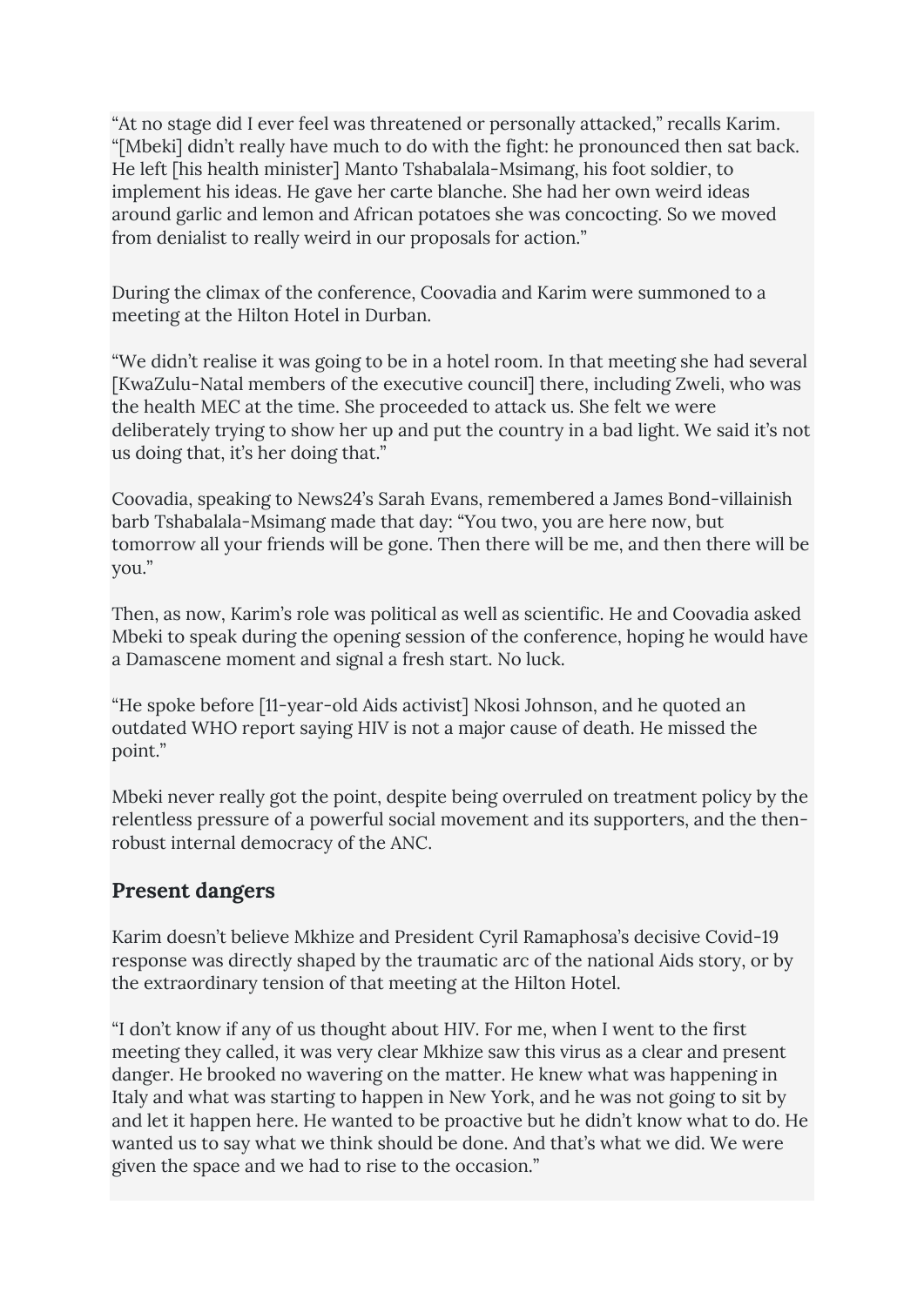"At no stage did I ever feel was threatened or personally attacked," recalls Karim. "[Mbeki] didn't really have much to do with the fight: he pronounced then sat back. He left [his health minister] Manto Tshabalala-Msimang, his foot soldier, to implement his ideas. He gave her carte blanche. She had her own weird ideas around garlic and lemon and African potatoes she was concocting. So we moved from denialist to really weird in our proposals for action."

During the climax of the conference, Coovadia and Karim were summoned to a meeting at the Hilton Hotel in Durban.

"We didn't realise it was going to be in a hotel room. In that meeting she had several [KwaZulu-Natal members of the executive council] there, including Zweli, who was the health MEC at the time. She proceeded to attack us. She felt we were deliberately trying to show her up and put the country in a bad light. We said it's not us doing that, it's her doing that."

Coovadia, speaking to News24's Sarah Evans, remembered a James Bond-villainish barb Tshabalala-Msimang made that day: "You two, you are here now, but tomorrow all your friends will be gone. Then there will be me, and then there will be you."

Then, as now, Karim's role was political as well as scientific. He and Coovadia asked Mbeki to speak during the opening session of the conference, hoping he would have a Damascene moment and signal a fresh start. No luck.

"He spoke before [11-year-old Aids activist] Nkosi Johnson, and he quoted an outdated WHO report saying HIV is not a major cause of death. He missed the point."

Mbeki never really got the point, despite being overruled on treatment policy by the relentless pressure of a powerful social movement and its supporters, and the then-robust internal democracy of the ANC.

## Present dangers

Karim doesn't believe Mkhize and President Cyril Ramaphosa's decisive Covid-19 response was directly shaped by the traumatic arc of the national Aids story, or by the extraordinary tension of that meeting at the Hilton Hotel.

"I don't know if any of us thought about HIV. For me, when I went to the first meeting they called, it was very clear Mkhize saw this virus as a clear and present danger. He brooked no wavering on the matter. He knew what was happening in Italy and what was starting to happen in New York, and he was not going to sit by and let it happen here. He wanted to be proactive but he didn't know what to do. He wanted us to say what we think should be done. And that's what we did. We were given the space and we had to rise to the occasion."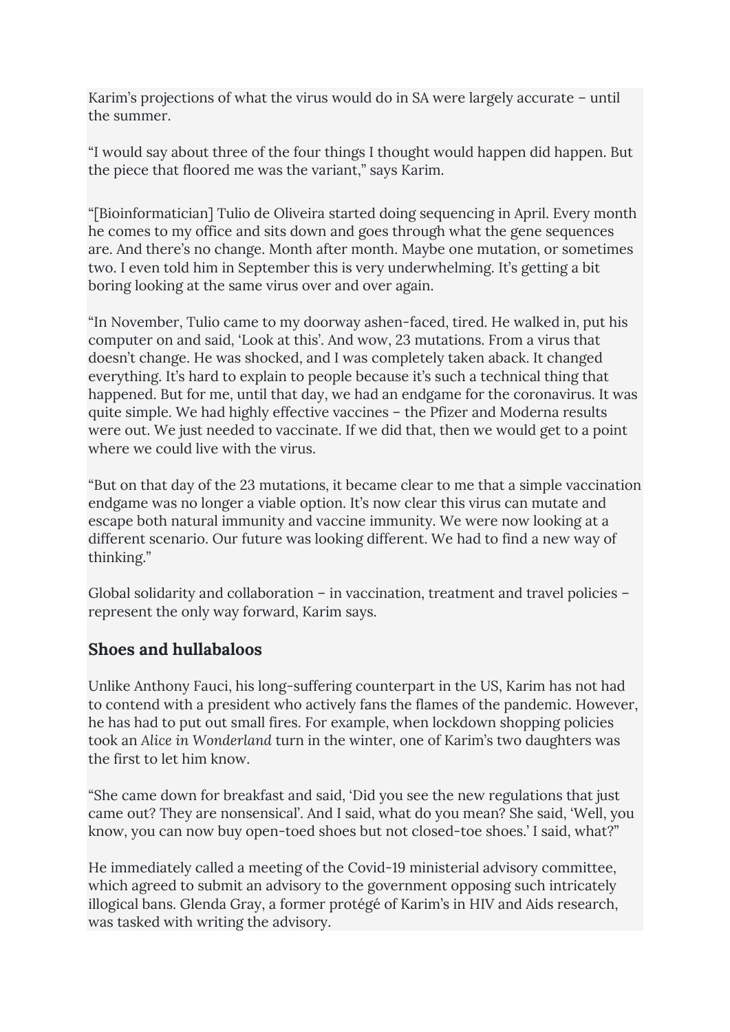Karim's projections of what the virus would do in SA were largely accurate – until the summer.

"I would say about three of the four things I thought would happen did happen. But the piece that floored me was the variant," says Karim.

"[Bioinformatician] Tulio de Oliveira started doing sequencing in April. Every month he comes to my office and sits down and goes through what the gene sequences are. And there's no change. Month after month. Maybe one mutation, or sometimes two. I even told him in September this is very underwhelming. It's getting a bit boring looking at the same virus over and over again.

"In November, Tulio came to my doorway ashen-faced, tired. He walked in, put his computer on and said, 'Look at this'. And wow, 23 mutations. From a virus that doesn't change. He was shocked, and I was completely taken aback. It changed everything. It's hard to explain to people because it's such a technical thing that happened. But for me, until that day, we had an endgame for the coronavirus. It was quite simple. We had highly effective vaccines – the Pfizer and Moderna results were out. We just needed to vaccinate. If we did that, then we would get to a point where we could live with the virus.

"But on that day of the 23 mutations, it became clear to me that a simple vaccination endgame was no longer a viable option. It's now clear this virus can mutate and escape both natural immunity and vaccine immunity. We were now looking at a different scenario. Our future was looking different. We had to find a new way of thinking."

Global solidarity and collaboration – in vaccination, treatment and travel policies – represent the only way forward, Karim says.

## Shoes and hullabaloos

Unlike Anthony Fauci, his long-suffering counterpart in the US, Karim has not had to contend with a president who actively fans the flames of the pandemic. However, he has had to put out small fires. For example, when lockdown shopping policies took an *Alice in Wonderland* turn in the winter, one of Karim's two daughters was the first to let him know.

"She came down for breakfast and said, 'Did you see the new regulations that just came out? They are nonsensical'. And I said, what do you mean? She said, 'Well, you know, you can now buy open-toed shoes but not closed-toe shoes.' I said, what?"

He immediately called a meeting of the Covid-19 ministerial advisory committee, which agreed to submit an advisory to the government opposing such intricately illogical bans. Glenda Gray, a former protégé of Karim's in HIV and Aids research, was tasked with writing the advisory.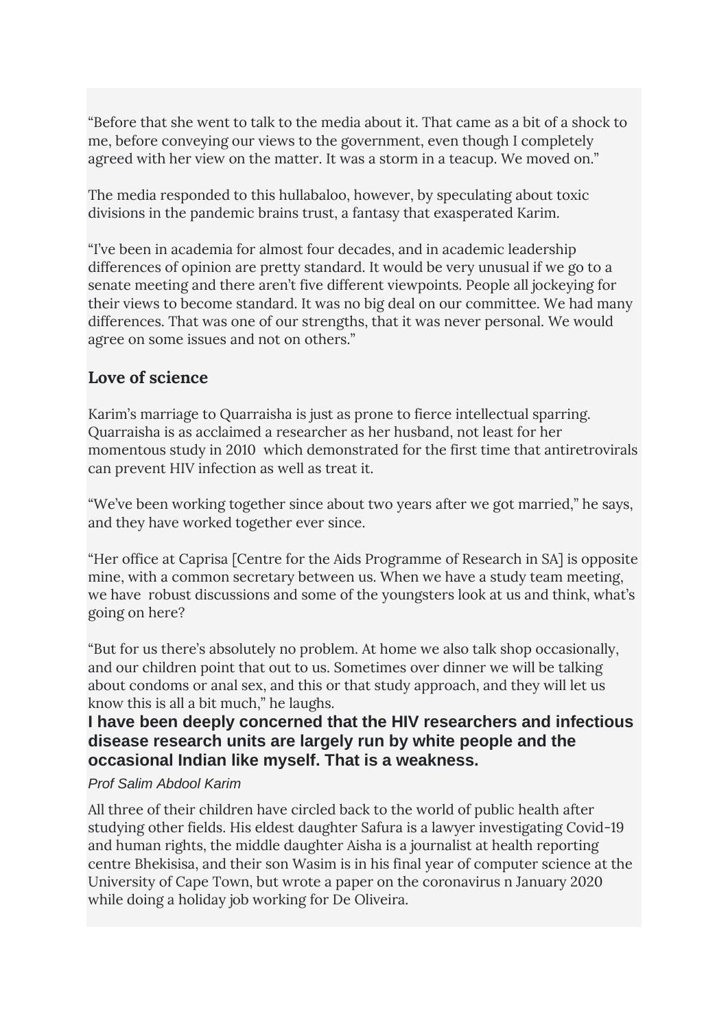"Before that she went to talk to the media about it. That came as a bit of a shock to me, before conveying our views to the government, even though I completely agreed with her view on the matter. It was a storm in a teacup. We moved on."

The media responded to this hullabaloo, however, by speculating about toxic divisions in the pandemic brains trust, a fantasy that exasperated Karim.

"I've been in academia for almost four decades, and in academic leadership differences of opinion are pretty standard. It would be very unusual if we go to a senate meeting and there aren't five different viewpoints. People all jockeying for their views to become standard. It was no big deal on our committee. We had many differences. That was one of our strengths, that it was never personal. We would agree on some issues and not on others."

## Love of science

Karim's marriage to Quarraisha is just as prone to fierce intellectual sparring. Quarraisha is as acclaimed a researcher as her husband, not least for her momentous study in 2010 which demonstrated for the first time that antiretrovirals can prevent HIV infection as well as treat it.

"We've been working together since about two years after we got married," he says, and they have worked together ever since.

"Her office at Caprisa [Centre for the Aids Programme of Research in SA] is opposite mine, with a common secretary between us. When we have a study team meeting, we have robust discussions and some of the youngsters look at us and think, what's going on here?

"But for us there's absolutely no problem. At home we also talk shop occasionally, and our children point that out to us. Sometimes over dinner we will be talking about condoms or anal sex, and this or that study approach, and they will let us know this is all a bit much," he laughs.

**I have been deeply concerned that the HIV researchers and infectious disease research units are largely run by white people and the occasional Indian like myself. That is a weakness.**

*Prof Salim Abdool Karim*

All three of their children have circled back to the world of public health after studying other fields. His eldest daughter Safura is a lawyer investigating Covid-19 and human rights, the middle daughter Aisha is a journalist at health reporting centre Bhekisisa, and their son Wasim is in his final year of computer science at the University of Cape Town, but wrote a paper on the coronavirus n January 2020 while doing a holiday job working for De Oliveira.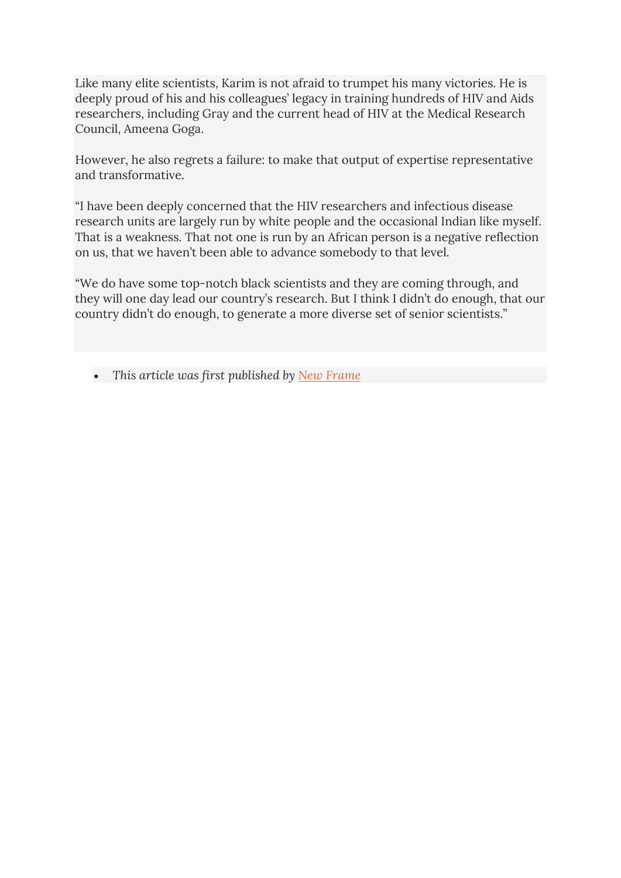Like many elite scientists, Karim is not afraid to trumpet his many victories. He is deeply proud of his and his colleagues' legacy in training hundreds of HIV and Aids researchers, including Gray and the current head of HIV at the Medical Research Council, Ameena Goga.

However, he also regrets a failure: to make that output of expertise representative and transformative.

"I have been deeply concerned that the HIV researchers and infectious disease research units are largely run by white people and the occasional Indian like myself. That is a weakness. That not one is run by an African person is a negative reflection on us, that we haven't been able to advance somebody to that level.

"We do have some top-notch black scientists and they are coming through, and they will one day lead our country's research. But I think I didn't do enough, that our country didn't do enough, to generate a more diverse set of senior scientists."

- *This article was first published by* [*New Frame*]